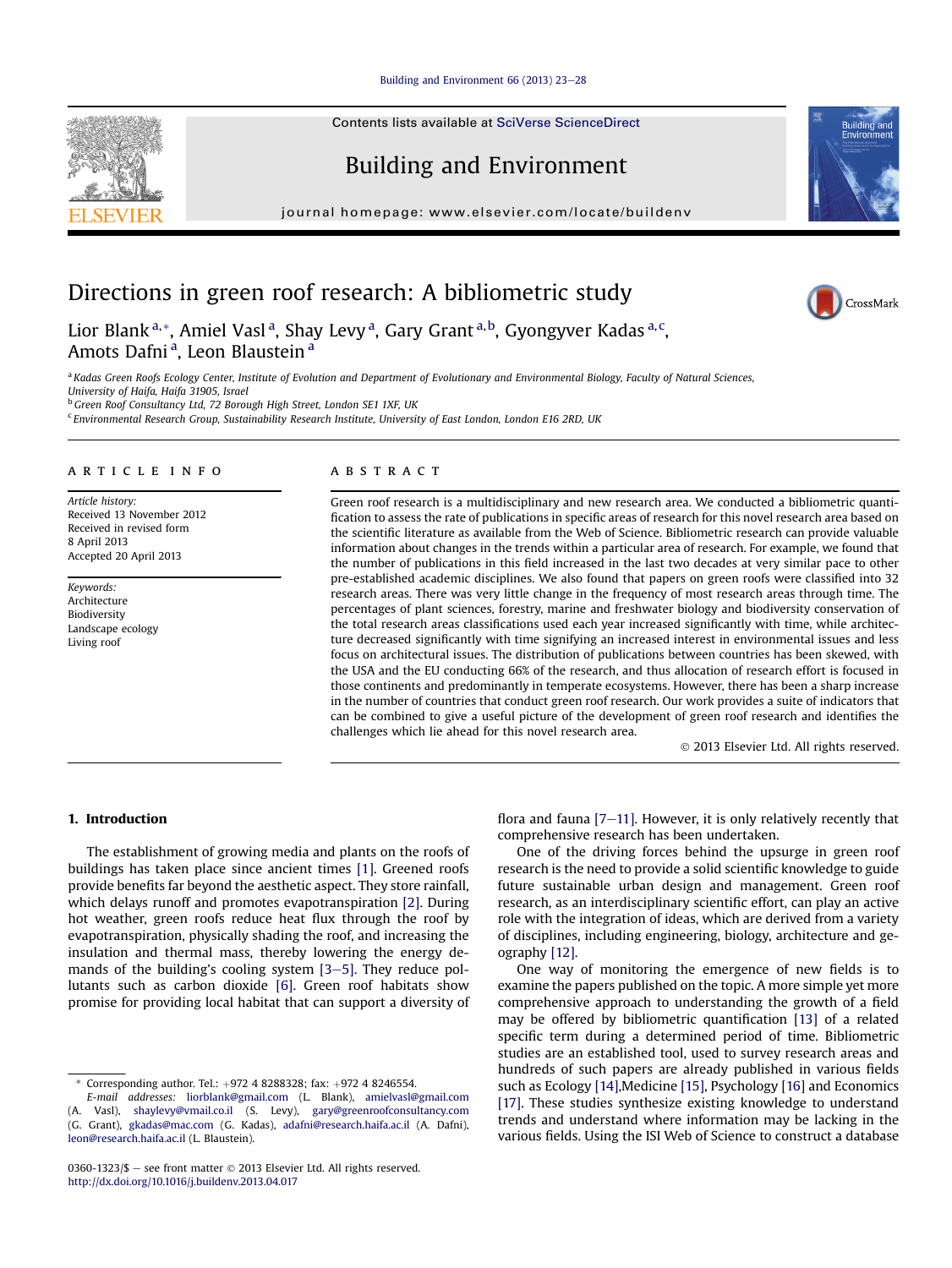# Directions in green roof research: A bibliometric study

Lior Blank [a,*], Amiel Vasl [a], Shay Levy [a], Gary Grant [a,b], Gyongyver Kadas [a,c], Amots Dafni [a], Leon Blaustein [a]

[a] Kadas Green Roofs Ecology Center, Institute of Evolution and Department of Evolutionary and Environmental Biology, Faculty of Natural Sciences, University of Haifa, Haifa 31905, Israel

[b] Green Roof Consultancy Ltd, 72 Borough High Street, London SE1 1XF, UK

[c] Environmental Research Group, Sustainability Research Institute, University of East London, London E16 2RD, UK

## ARTICLE INFO

*Article history:*
Received 13 November 2012
Received in revised form
8 April 2013
Accepted 20 April 2013

*Keywords:*
Architecture
Biodiversity
Landscape ecology
Living roof

## ABSTRACT

Green roof research is a multidisciplinary and new research area. We conducted a bibliometric quantification to assess the rate of publications in specific areas of research for this novel research area based on the scientific literature as available from the Web of Science. Bibliometric research can provide valuable information about changes in the trends within a particular area of research. For example, we found that the number of publications in this field increased in the last two decades at very similar pace to other pre-established academic disciplines. We also found that papers on green roofs were classified into 32 research areas. There was very little change in the frequency of most research areas through time. The percentages of plant sciences, forestry, marine and freshwater biology and biodiversity conservation of the total research areas classifications used each year increased significantly with time, while architecture decreased significantly with time signifying an increased interest in environmental issues and less focus on architectural issues. The distribution of publications between countries has been skewed, with the USA and the EU conducting 66% of the research, and thus allocation of research effort is focused in those continents and predominantly in temperate ecosystems. However, there has been a sharp increase in the number of countries that conduct green roof research. Our work provides a suite of indicators that can be combined to give a useful picture of the development of green roof research and identifies the challenges which lie ahead for this novel research area.

© 2013 Elsevier Ltd. All rights reserved.

## 1. Introduction

The establishment of growing media and plants on the roofs of buildings has taken place since ancient times [1]. Greened roofs provide benefits far beyond the aesthetic aspect. They store rainfall, which delays runoff and promotes evapotranspiration [2]. During hot weather, green roofs reduce heat flux through the roof by evapotranspiration, physically shading the roof, and increasing the insulation and thermal mass, thereby lowering the energy demands of the building's cooling system [3–5]. They reduce pollutants such as carbon dioxide [6]. Green roof habitats show promise for providing local habitat that can support a diversity of flora and fauna [7–11]. However, it is only relatively recently that comprehensive research has been undertaken.

One of the driving forces behind the upsurge in green roof research is the need to provide a solid scientific knowledge to guide future sustainable urban design and management. Green roof research, as an interdisciplinary scientific effort, can play an active role with the integration of ideas, which are derived from a variety of disciplines, including engineering, biology, architecture and geography [12].

One way of monitoring the emergence of new fields is to examine the papers published on the topic. A more simple yet more comprehensive approach to understanding the growth of a field may be offered by bibliometric quantification [13] of a related specific term during a determined period of time. Bibliometric studies are an established tool, used to survey research areas and hundreds of such papers are already published in various fields such as Ecology [14], Medicine [15], Psychology [16] and Economics [17]. These studies synthesize existing knowledge to understand trends and understand where information may be lacking in the various fields. Using the ISI Web of Science to construct a database

\* Corresponding author. Tel.: +972 4 8288328; fax: +972 4 8246554.
*E-mail addresses:* liorblank@gmail.com (L. Blank), amielvasl@gmail.com (A. Vasl), shaylevy@vmail.co.il (S. Levy), gary@greenroofconsultancy.com (G. Grant), gkadas@mac.com (G. Kadas), adafni@research.haifa.ac.il (A. Dafni), leon@research.haifa.ac.il (L. Blaustein).

0360-1323/$ – see front matter © 2013 Elsevier Ltd. All rights reserved.
http://dx.doi.org/10.1016/j.buildenv.2013.04.017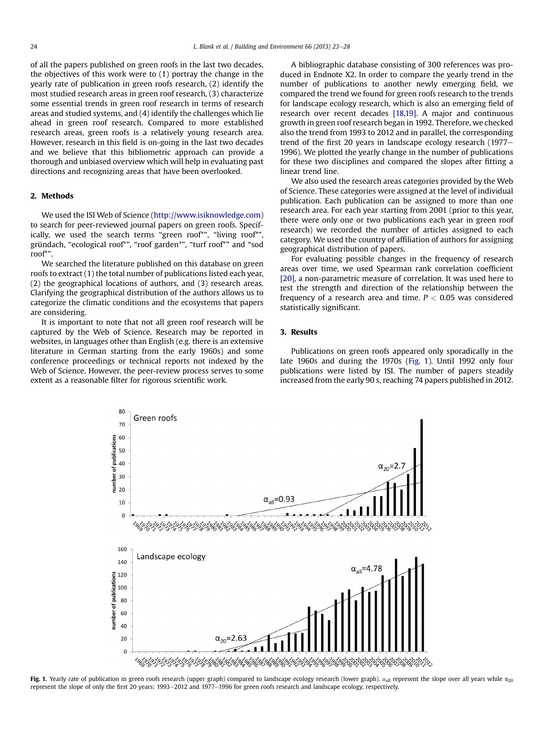of all the papers published on green roofs in the last two decades, the objectives of this work were to (1) portray the change in the yearly rate of publication in green roofs research, (2) identify the most studied research areas in green roof research, (3) characterize some essential trends in green roof research in terms of research areas and studied systems, and (4) identify the challenges which lie ahead in green roof research. Compared to more established research areas, green roofs is a relatively young research area. However, research in this field is on-going in the last two decades and we believe that this bibliometric approach can provide a thorough and unbiased overview which will help in evaluating past directions and recognizing areas that have been overlooked.

## 2. Methods

We used the ISI Web of Science (http://www.isiknowledge.com) to search for peer-reviewed journal papers on green roofs. Specifically, we used the search terms "green roof*", "living roof*", gründach, "ecological roof*", "roof garden*", "turf roof*" and "sod roof*".

We searched the literature published on this database on green roofs to extract (1) the total number of publications listed each year, (2) the geographical locations of authors, and (3) research areas. Clarifying the geographical distribution of the authors allows us to categorize the climatic conditions and the ecosystems that papers are considering.

It is important to note that not all green roof research will be captured by the Web of Science. Research may be reported in websites, in languages other than English (e.g. there is an extensive literature in German starting from the early 1960s) and some conference proceedings or technical reports not indexed by the Web of Science. However, the peer-review process serves to some extent as a reasonable filter for rigorous scientific work.

A bibliographic database consisting of 300 references was produced in Endnote X2. In order to compare the yearly trend in the number of publications to another newly emerging field, we compared the trend we found for green roofs research to the trends for landscape ecology research, which is also an emerging field of research over recent decades [18,19]. A major and continuous growth in green roof research began in 1992. Therefore, we checked also the trend from 1993 to 2012 and in parallel, the corresponding trend of the first 20 years in landscape ecology research (1977–1996). We plotted the yearly change in the number of publications for these two disciplines and compared the slopes after fitting a linear trend line.

We also used the research areas categories provided by the Web of Science. These categories were assigned at the level of individual publication. Each publication can be assigned to more than one research area. For each year starting from 2001 (prior to this year, there were only one or two publications each year in green roof research) we recorded the number of articles assigned to each category. We used the country of affiliation of authors for assigning geographical distribution of papers.

For evaluating possible changes in the frequency of research areas over time, we used Spearman rank correlation coefficient [20], a non-parametric measure of correlation. It was used here to test the strength and direction of the relationship between the frequency of a research area and time. $P < 0.05$ was considered statistically significant.

## 3. Results

Publications on green roofs appeared only sporadically in the late 1960s and during the 1970s (Fig. 1). Until 1992 only four publications were listed by ISI. The number of papers steadily increased from the early 90 s, reaching 74 papers published in 2012.

**Fig. 1.** Yearly rate of publication in green roofs research (upper graph) compared to landscape ecology research (lower graph). $\alpha_{all}$ represent the slope over all years while $\alpha_{20}$ represent the slope of only the first 20 years: 1993–2012 and 1977–1996 for green roofs research and landscape ecology, respectively.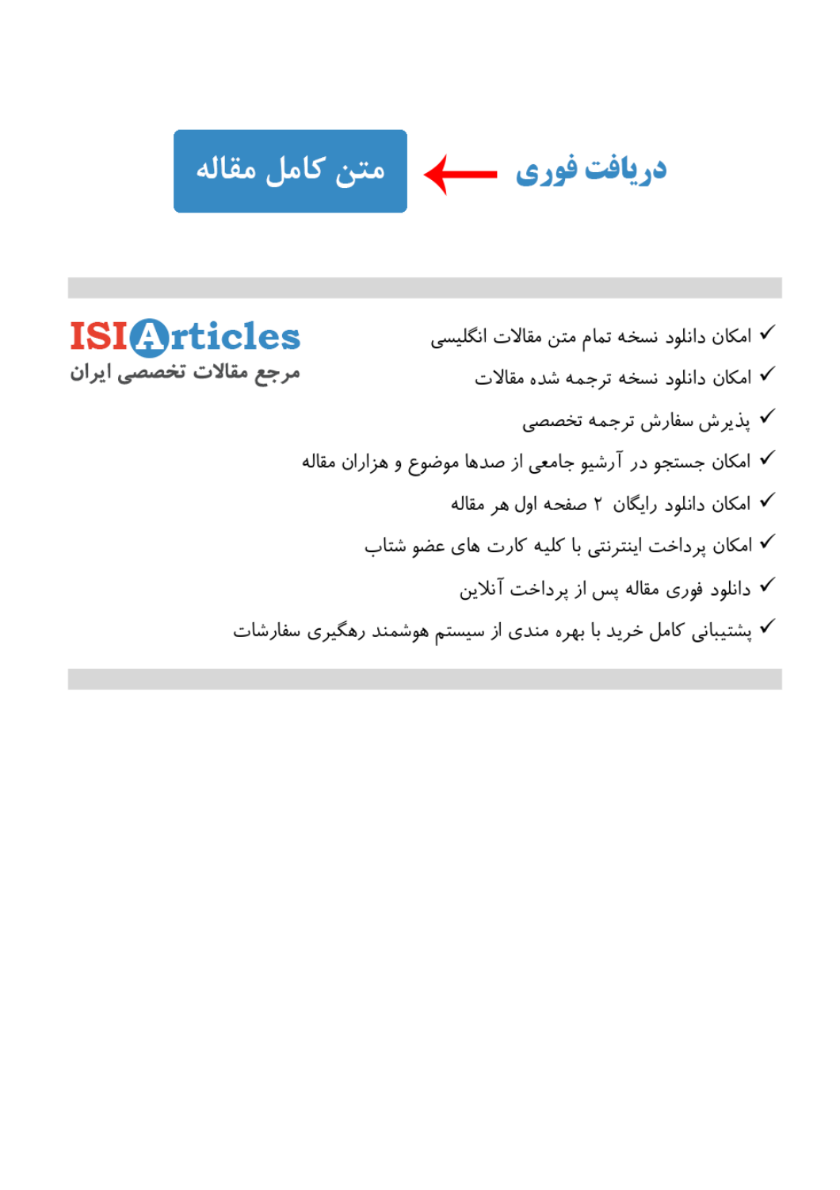دریافت فوری ← **متن کامل مقاله**

**ISIArticles**
مرجع مقالات تخصصی ایران

- ✓ امکان دانلود نسخه تمام متن مقالات انگلیسی
- ✓ امکان دانلود نسخه ترجمه شده مقالات
- ✓ پذیرش سفارش ترجمه تخصصی
- ✓ امکان جستجو در آرشیو جامعی از صدها موضوع و هزاران مقاله
- ✓ امکان دانلود رایگان ۲ صفحه اول هر مقاله
- ✓ امکان پرداخت اینترنتی با کلیه کارت های عضو شتاب
- ✓ دانلود فوری مقاله پس از پرداخت آنلاین
- ✓ پشتیبانی کامل خرید با بهره مندی از سیستم هوشمند رهگیری سفارشات